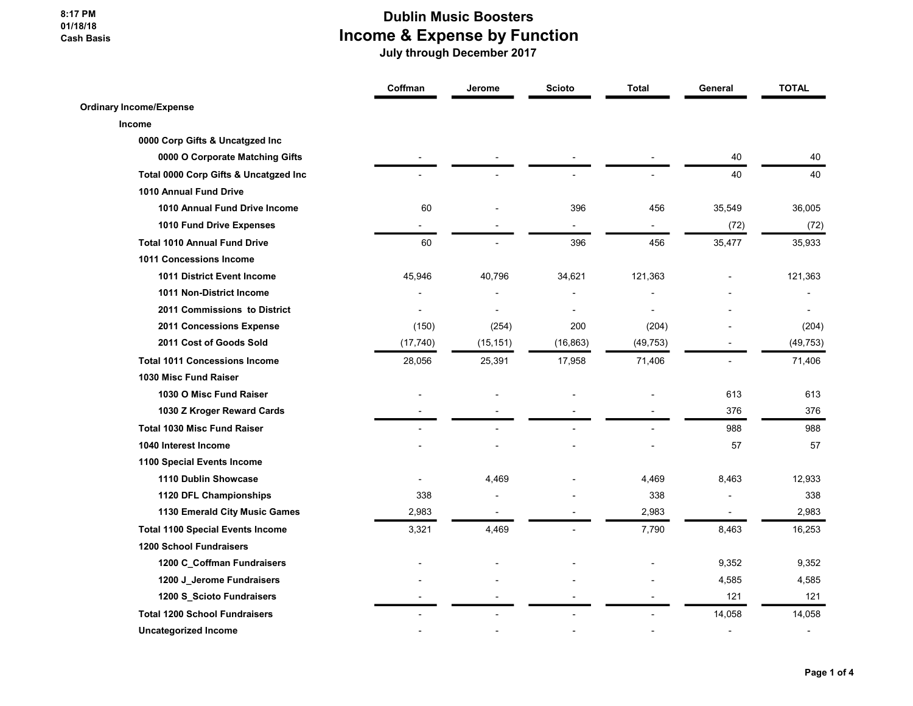8:17 PM
01/18/18
Cash Basis

# Dublin Music Boosters
## Income & Expense by Function
### July through December 2017

| | Coffman | Jerome | Scioto | Total | General | TOTAL |
|---|---|---|---|---|---|---|
| **Ordinary Income/Expense** | | | | | | |
| **Income** | | | | | | |
| **0000 Corp Gifts & Uncatgzed Inc** | | | | | | |
| **0000 O Corporate Matching Gifts** | - | - | - | - | 40 | 40 |
| **Total 0000 Corp Gifts & Uncatgzed Inc** | - | - | - | - | 40 | 40 |
| **1010 Annual Fund Drive** | | | | | | |
| **1010 Annual Fund Drive Income** | 60 | - | 396 | 456 | 35,549 | 36,005 |
| **1010 Fund Drive Expenses** | - | - | - | - | (72) | (72) |
| **Total 1010 Annual Fund Drive** | 60 | - | 396 | 456 | 35,477 | 35,933 |
| **1011 Concessions Income** | | | | | | |
| **1011 District Event Income** | 45,946 | 40,796 | 34,621 | 121,363 | - | 121,363 |
| **1011 Non-District Income** | - | - | - | - | - | - |
| **2011 Commissions to District** | - | - | - | - | - | - |
| **2011 Concessions Expense** | (150) | (254) | 200 | (204) | - | (204) |
| **2011 Cost of Goods Sold** | (17,740) | (15,151) | (16,863) | (49,753) | - | (49,753) |
| **Total 1011 Concessions Income** | 28,056 | 25,391 | 17,958 | 71,406 | - | 71,406 |
| **1030 Misc Fund Raiser** | | | | | | |
| **1030 O Misc Fund Raiser** | - | - | - | - | 613 | 613 |
| **1030 Z Kroger Reward Cards** | - | - | - | - | 376 | 376 |
| **Total 1030 Misc Fund Raiser** | - | - | - | - | 988 | 988 |
| **1040 Interest Income** | - | - | - | - | 57 | 57 |
| **1100 Special Events Income** | | | | | | |
| **1110 Dublin Showcase** | - | 4,469 | - | 4,469 | 8,463 | 12,933 |
| **1120 DFL Championships** | 338 | - | - | 338 | - | 338 |
| **1130 Emerald City Music Games** | 2,983 | - | - | 2,983 | - | 2,983 |
| **Total 1100 Special Events Income** | 3,321 | 4,469 | - | 7,790 | 8,463 | 16,253 |
| **1200 School Fundraisers** | | | | | | |
| **1200 C_Coffman Fundraisers** | - | - | - | - | 9,352 | 9,352 |
| **1200 J_Jerome Fundraisers** | - | - | - | - | 4,585 | 4,585 |
| **1200 S_Scioto Fundraisers** | - | - | - | - | 121 | 121 |
| **Total 1200 School Fundraisers** | - | - | - | - | 14,058 | 14,058 |
| **Uncategorized Income** | - | - | - | - | - | - |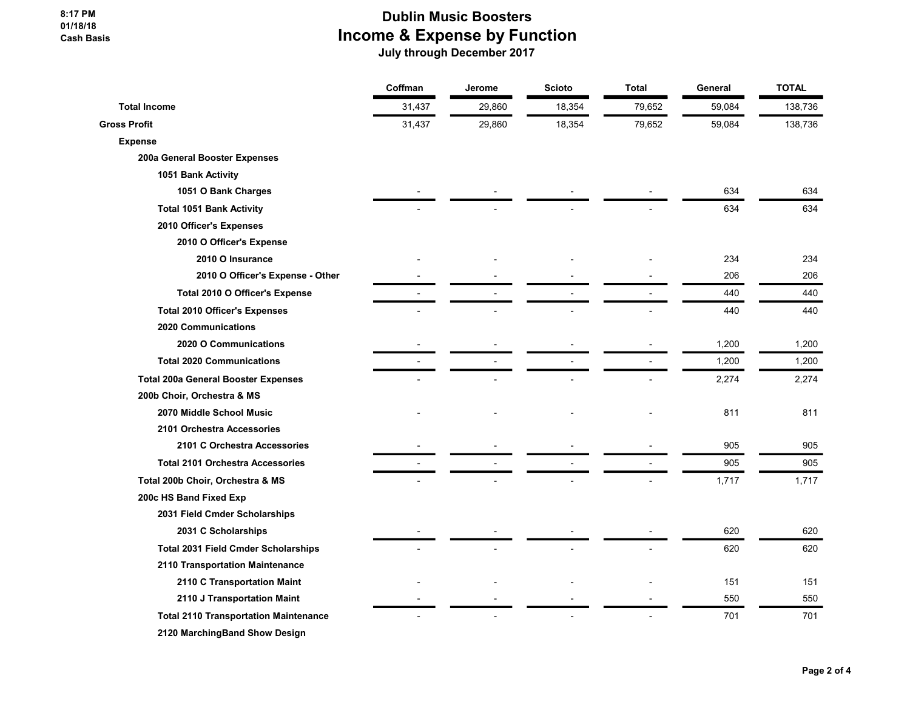# Dublin Music Boosters
## Income & Expense by Function
### July through December 2017

| | Coffman | Jerome | Scioto | Total | General | TOTAL |
|---|---|---|---|---|---|---|
| **Total Income** | 31,437 | 29,860 | 18,354 | 79,652 | 59,084 | 138,736 |
| **Gross Profit** | 31,437 | 29,860 | 18,354 | 79,652 | 59,084 | 138,736 |
| **Expense** | | | | | | |
| **200a General Booster Expenses** | | | | | | |
| **1051 Bank Activity** | | | | | | |
| **1051 O Bank Charges** | - | - | - | - | 634 | 634 |
| **Total 1051 Bank Activity** | - | - | - | - | 634 | 634 |
| **2010 Officer's Expenses** | | | | | | |
| **2010 O Officer's Expense** | | | | | | |
| **2010 O Insurance** | - | - | - | - | 234 | 234 |
| **2010 O Officer's Expense - Other** | - | - | - | - | 206 | 206 |
| **Total 2010 O Officer's Expense** | - | - | - | - | 440 | 440 |
| **Total 2010 Officer's Expenses** | - | - | - | - | 440 | 440 |
| **2020 Communications** | | | | | | |
| **2020 O Communications** | - | - | - | - | 1,200 | 1,200 |
| **Total 2020 Communications** | - | - | - | - | 1,200 | 1,200 |
| **Total 200a General Booster Expenses** | - | - | - | - | 2,274 | 2,274 |
| **200b Choir, Orchestra & MS** | | | | | | |
| **2070 Middle School Music** | - | - | - | - | 811 | 811 |
| **2101 Orchestra Accessories** | | | | | | |
| **2101 C Orchestra Accessories** | - | - | - | - | 905 | 905 |
| **Total 2101 Orchestra Accessories** | - | - | - | - | 905 | 905 |
| **Total 200b Choir, Orchestra & MS** | - | - | - | - | 1,717 | 1,717 |
| **200c HS Band Fixed Exp** | | | | | | |
| **2031 Field Cmder Scholarships** | | | | | | |
| **2031 C Scholarships** | - | - | - | - | 620 | 620 |
| **Total 2031 Field Cmder Scholarships** | - | - | - | - | 620 | 620 |
| **2110 Transportation Maintenance** | | | | | | |
| **2110 C Transportation Maint** | - | - | - | - | 151 | 151 |
| **2110 J Transportation Maint** | - | - | - | - | 550 | 550 |
| **Total 2110 Transportation Maintenance** | - | - | - | - | 701 | 701 |
| **2120 MarchingBand Show Design** | | | | | | |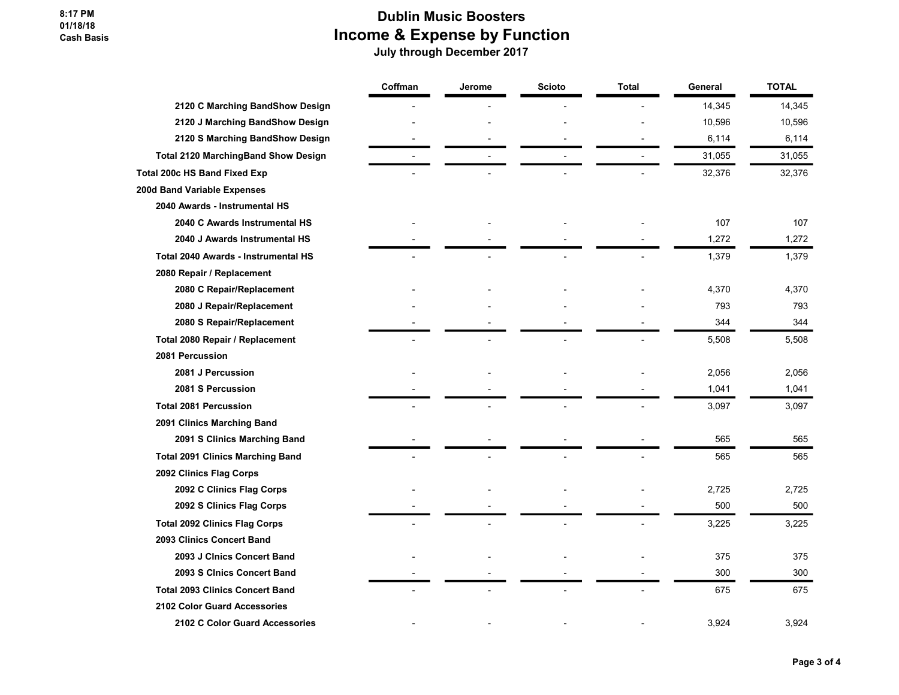# Dublin Music Boosters
## Income & Expense by Function
### July through December 2017

8:17 PM
01/18/18
Cash Basis

| | Coffman | Jerome | Scioto | Total | General | TOTAL |
|---|---|---|---|---|---|---|
| 2120 C Marching BandShow Design | - | - | - | - | 14,345 | 14,345 |
| 2120 J Marching BandShow Design | - | - | - | - | 10,596 | 10,596 |
| 2120 S Marching BandShow Design | - | - | - | - | 6,114 | 6,114 |
| Total 2120 MarchingBand Show Design | - | - | - | - | 31,055 | 31,055 |
| Total 200c HS Band Fixed Exp | - | - | - | - | 32,376 | 32,376 |
| 200d Band Variable Expenses | | | | | | |
| 2040 Awards - Instrumental HS | | | | | | |
| 2040 C Awards Instrumental HS | - | - | - | - | 107 | 107 |
| 2040 J Awards Instrumental HS | - | - | - | - | 1,272 | 1,272 |
| Total 2040 Awards - Instrumental HS | - | - | - | - | 1,379 | 1,379 |
| 2080 Repair / Replacement | | | | | | |
| 2080 C Repair/Replacement | - | - | - | - | 4,370 | 4,370 |
| 2080 J Repair/Replacement | - | - | - | - | 793 | 793 |
| 2080 S Repair/Replacement | - | - | - | - | 344 | 344 |
| Total 2080 Repair / Replacement | - | - | - | - | 5,508 | 5,508 |
| 2081 Percussion | | | | | | |
| 2081 J Percussion | - | - | - | - | 2,056 | 2,056 |
| 2081 S Percussion | - | - | - | - | 1,041 | 1,041 |
| Total 2081 Percussion | - | - | - | - | 3,097 | 3,097 |
| 2091 Clinics Marching Band | | | | | | |
| 2091 S Clinics Marching Band | - | - | - | - | 565 | 565 |
| Total 2091 Clinics Marching Band | - | - | - | - | 565 | 565 |
| 2092 Clinics Flag Corps | | | | | | |
| 2092 C Clinics Flag Corps | - | - | - | - | 2,725 | 2,725 |
| 2092 S Clinics Flag Corps | - | - | - | - | 500 | 500 |
| Total 2092 Clinics Flag Corps | - | - | - | - | 3,225 | 3,225 |
| 2093 Clinics Concert Band | | | | | | |
| 2093 J Clnics Concert Band | - | - | - | - | 375 | 375 |
| 2093 S Clnics Concert Band | - | - | - | - | 300 | 300 |
| Total 2093 Clinics Concert Band | - | - | - | - | 675 | 675 |
| 2102 Color Guard Accessories | | | | | | |
| 2102 C Color Guard Accessories | - | - | - | - | 3,924 | 3,924 |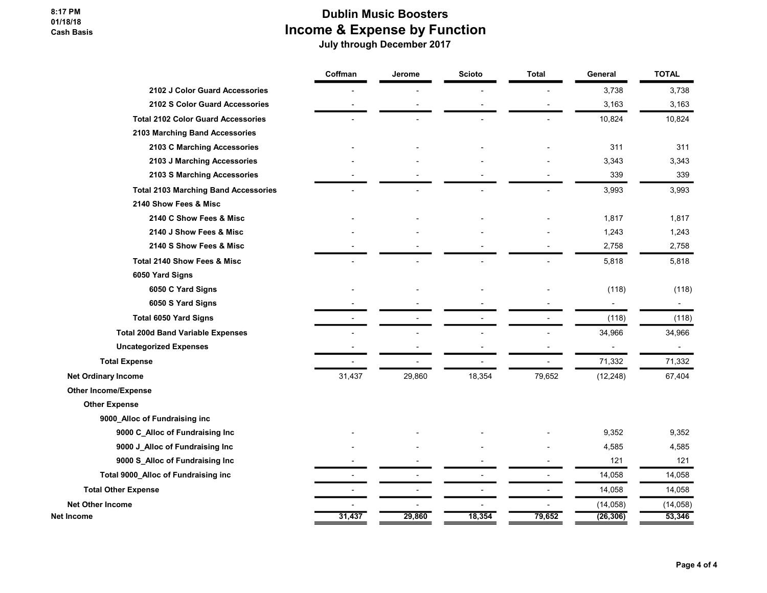8:17 PM
01/18/18
Cash Basis

# Dublin Music Boosters
## Income & Expense by Function
### July through December 2017

| | Coffman | Jerome | Scioto | Total | General | TOTAL |
|---|---|---|---|---|---|---|
| 2102 J Color Guard Accessories | - | - | - | - | 3,738 | 3,738 |
| 2102 S Color Guard Accessories | - | - | - | - | 3,163 | 3,163 |
| Total 2102 Color Guard Accessories | - | - | - | - | 10,824 | 10,824 |
| 2103 Marching Band Accessories | | | | | | |
| 2103 C Marching Accessories | - | - | - | - | 311 | 311 |
| 2103 J Marching Accessories | - | - | - | - | 3,343 | 3,343 |
| 2103 S Marching Accessories | - | - | - | - | 339 | 339 |
| Total 2103 Marching Band Accessories | - | - | - | - | 3,993 | 3,993 |
| 2140 Show Fees & Misc | | | | | | |
| 2140 C Show Fees & Misc | - | - | - | - | 1,817 | 1,817 |
| 2140 J Show Fees & Misc | - | - | - | - | 1,243 | 1,243 |
| 2140 S Show Fees & Misc | - | - | - | - | 2,758 | 2,758 |
| Total 2140 Show Fees & Misc | - | - | - | - | 5,818 | 5,818 |
| 6050 Yard Signs | | | | | | |
| 6050 C Yard Signs | - | - | - | - | (118) | (118) |
| 6050 S Yard Signs | - | - | - | - | - | - |
| Total 6050 Yard Signs | - | - | - | - | (118) | (118) |
| Total 200d Band Variable Expenses | - | - | - | - | 34,966 | 34,966 |
| Uncategorized Expenses | - | - | - | - | - | - |
| Total Expense | - | - | - | - | 71,332 | 71,332 |
| Net Ordinary Income | 31,437 | 29,860 | 18,354 | 79,652 | (12,248) | 67,404 |
| Other Income/Expense | | | | | | |
| Other Expense | | | | | | |
| 9000_Alloc of Fundraising inc | | | | | | |
| 9000 C_Alloc of Fundraising Inc | - | - | - | - | 9,352 | 9,352 |
| 9000 J_Alloc of Fundraising Inc | - | - | - | - | 4,585 | 4,585 |
| 9000 S_Alloc of Fundraising Inc | - | - | - | - | 121 | 121 |
| Total 9000_Alloc of Fundraising inc | - | - | - | - | 14,058 | 14,058 |
| Total Other Expense | - | - | - | - | 14,058 | 14,058 |
| Net Other Income | - | - | - | - | (14,058) | (14,058) |
| Net Income | 31,437 | 29,860 | 18,354 | 79,652 | (26,306) | 53,346 |